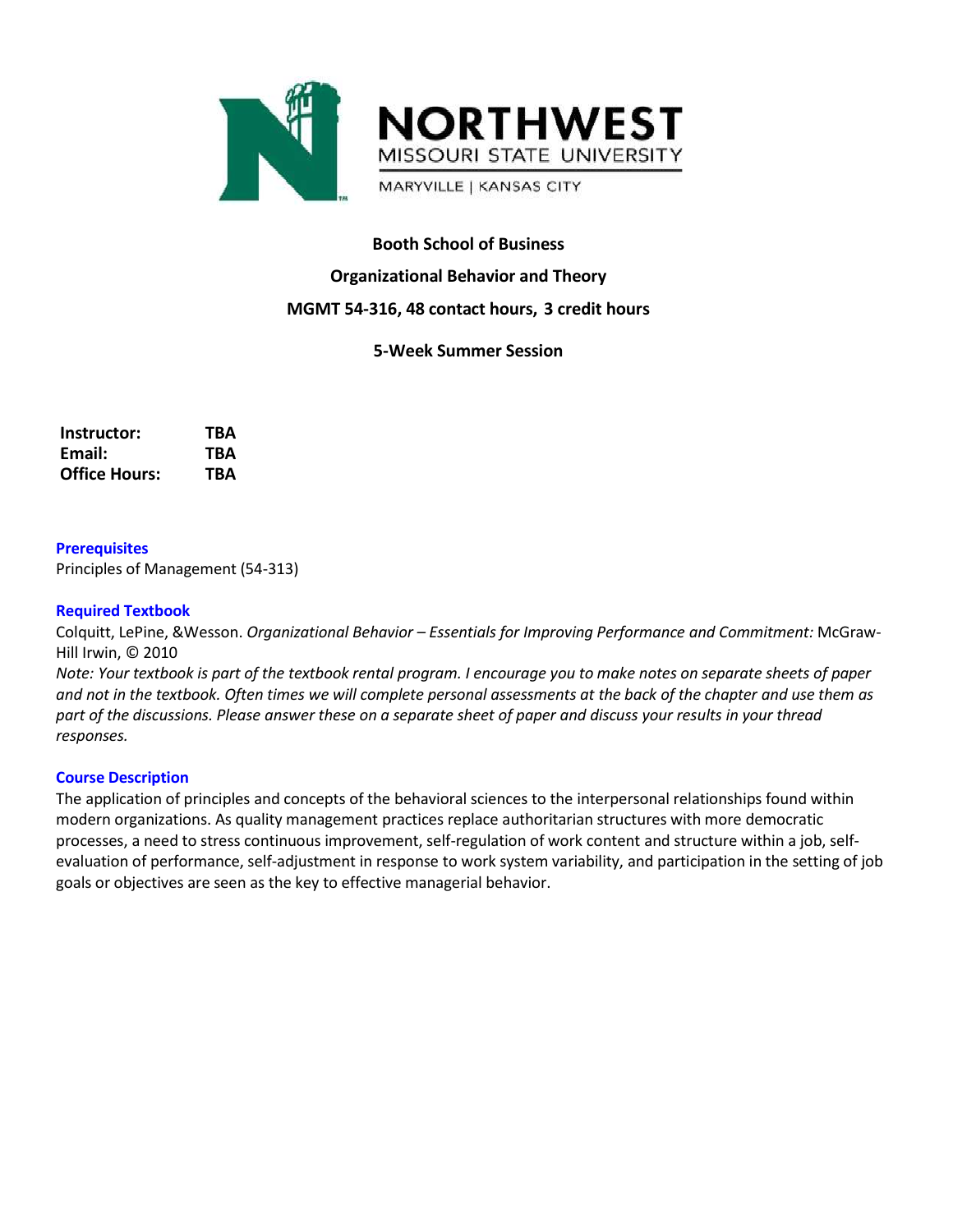# NORTHWEST MISSOURI STATE UNIVERSITY

MARYVILLE | KANSAS CITY

**Booth School of Business**

**Organizational Behavior and Theory**

**MGMT 54-316, 48 contact hours, 3 credit hours**

**5-Week Summer Session**

| | |
|---|---|
| **Instructor:** | **TBA** |
| **Email:** | **TBA** |
| **Office Hours:** | **TBA** |

### Prerequisites

Principles of Management (54-313)

### Required Textbook

Colquitt, LePine, &Wesson. *Organizational Behavior – Essentials for Improving Performance and Commitment:* McGraw-Hill Irwin, © 2010

*Note: Your textbook is part of the textbook rental program. I encourage you to make notes on separate sheets of paper and not in the textbook. Often times we will complete personal assessments at the back of the chapter and use them as part of the discussions. Please answer these on a separate sheet of paper and discuss your results in your thread responses.*

### Course Description

The application of principles and concepts of the behavioral sciences to the interpersonal relationships found within modern organizations. As quality management practices replace authoritarian structures with more democratic processes, a need to stress continuous improvement, self-regulation of work content and structure within a job, self-evaluation of performance, self-adjustment in response to work system variability, and participation in the setting of job goals or objectives are seen as the key to effective managerial behavior.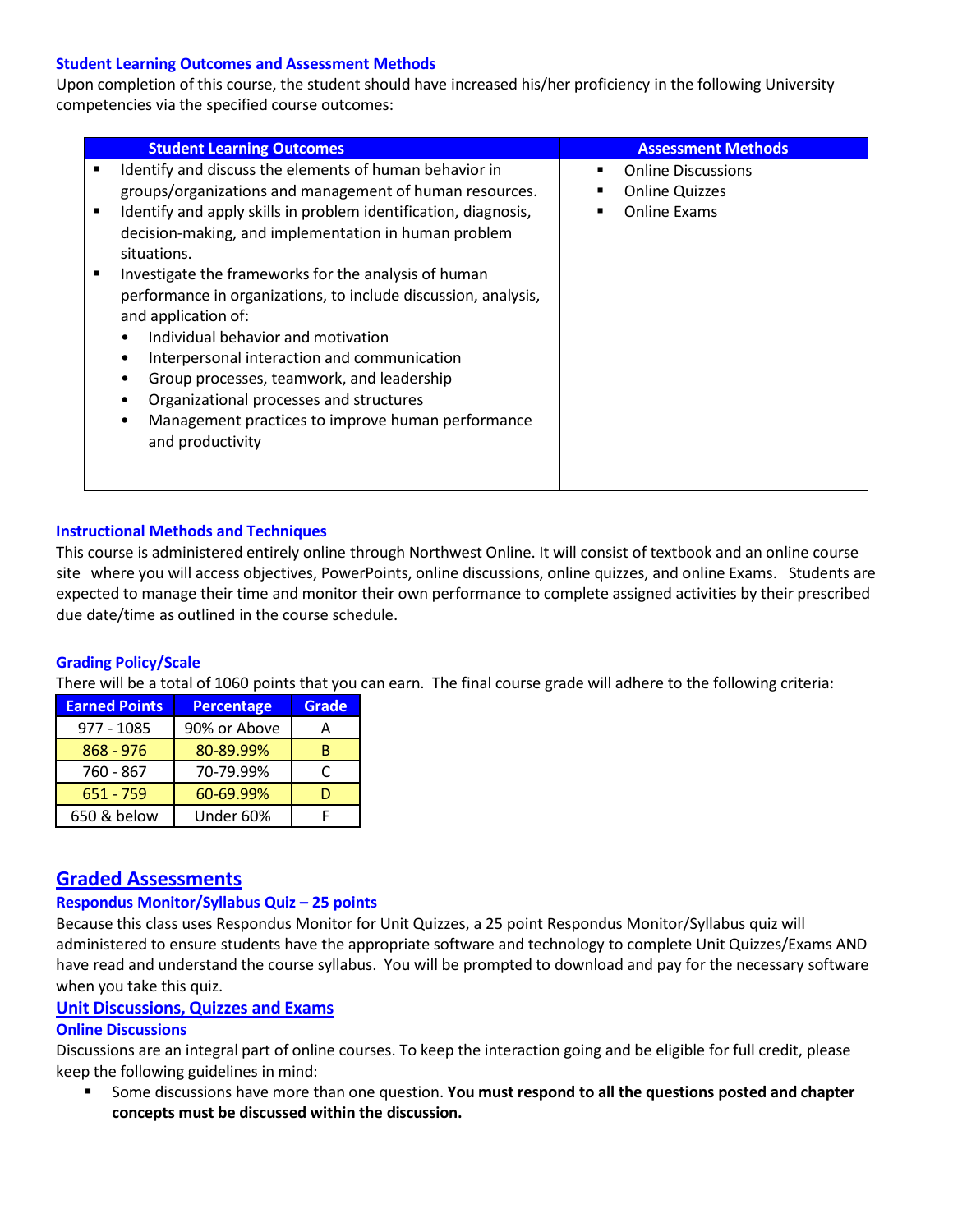### Student Learning Outcomes and Assessment Methods

Upon completion of this course, the student should have increased his/her proficiency in the following University competencies via the specified course outcomes:

| Student Learning Outcomes | Assessment Methods |
|---|---|
| ▪ Identify and discuss the elements of human behavior in groups/organizations and management of human resources.<br>▪ Identify and apply skills in problem identification, diagnosis, decision-making, and implementation in human problem situations.<br>▪ Investigate the frameworks for the analysis of human performance in organizations, to include discussion, analysis, and application of:<br>• Individual behavior and motivation<br>• Interpersonal interaction and communication<br>• Group processes, teamwork, and leadership<br>• Organizational processes and structures<br>• Management practices to improve human performance and productivity | ▪ Online Discussions<br>▪ Online Quizzes<br>▪ Online Exams |

### Instructional Methods and Techniques

This course is administered entirely online through Northwest Online. It will consist of textbook and an online course site where you will access objectives, PowerPoints, online discussions, online quizzes, and online Exams. Students are expected to manage their time and monitor their own performance to complete assigned activities by their prescribed due date/time as outlined in the course schedule.

### Grading Policy/Scale

There will be a total of 1060 points that you can earn. The final course grade will adhere to the following criteria:

| Earned Points | Percentage | Grade |
|---|---|---|
| 977 - 1085 | 90% or Above | A |
| 868 - 976 | 80-89.99% | B |
| 760 - 867 | 70-79.99% | C |
| 651 - 759 | 60-69.99% | D |
| 650 & below | Under 60% | F |

## Graded Assessments

### Respondus Monitor/Syllabus Quiz – 25 points

Because this class uses Respondus Monitor for Unit Quizzes, a 25 point Respondus Monitor/Syllabus quiz will administered to ensure students have the appropriate software and technology to complete Unit Quizzes/Exams AND have read and understand the course syllabus. You will be prompted to download and pay for the necessary software when you take this quiz.

### Unit Discussions, Quizzes and Exams

### Online Discussions

Discussions are an integral part of online courses. To keep the interaction going and be eligible for full credit, please keep the following guidelines in mind:

- Some discussions have more than one question. **You must respond to all the questions posted and chapter concepts must be discussed within the discussion.**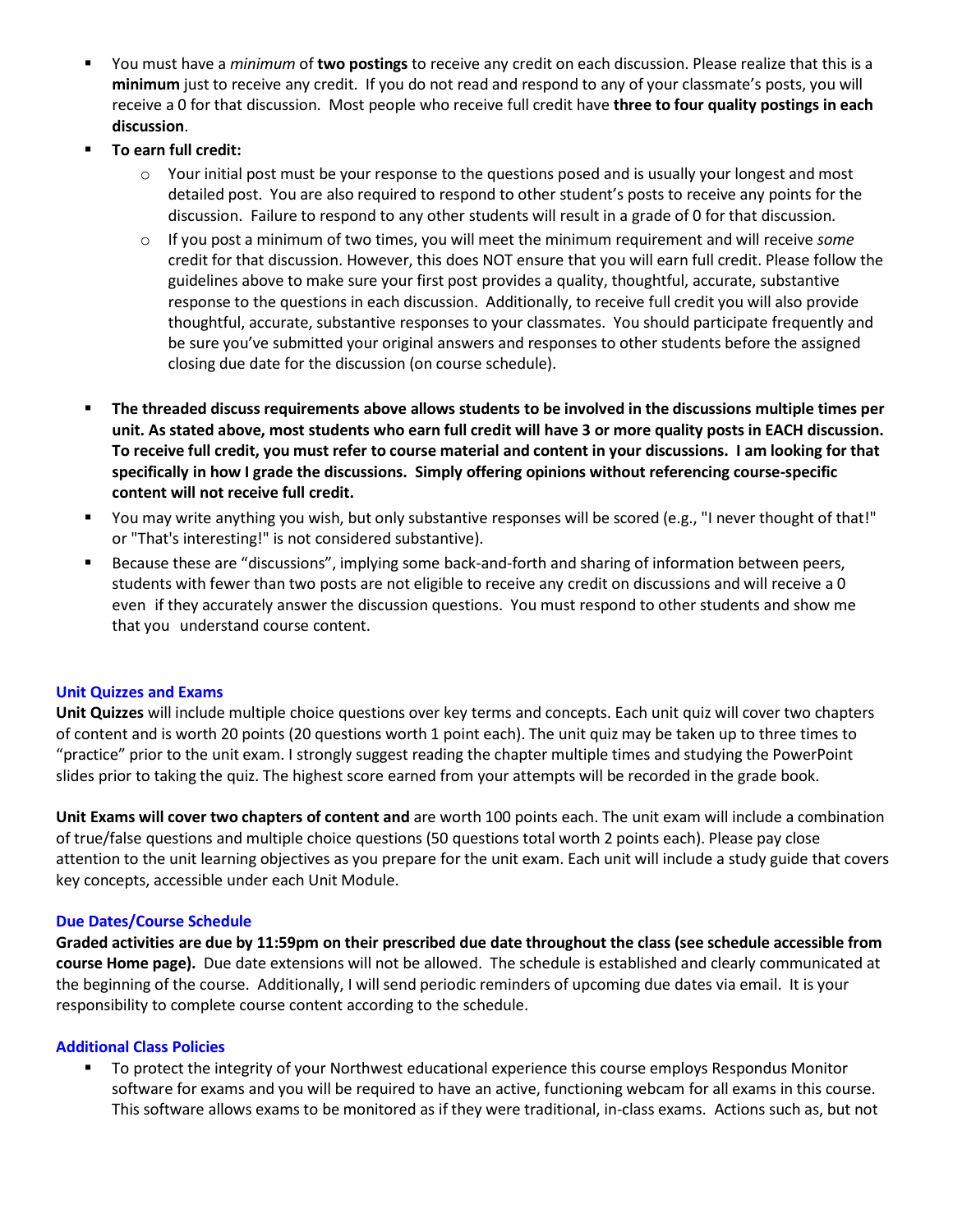- You must have a *minimum* of **two postings** to receive any credit on each discussion. Please realize that this is a **minimum** just to receive any credit. If you do not read and respond to any of your classmate's posts, you will receive a 0 for that discussion. Most people who receive full credit have **three to four quality postings in each discussion**.
- **To earn full credit:**
  - Your initial post must be your response to the questions posed and is usually your longest and most detailed post. You are also required to respond to other student's posts to receive any points for the discussion. Failure to respond to any other students will result in a grade of 0 for that discussion.
  - If you post a minimum of two times, you will meet the minimum requirement and will receive *some* credit for that discussion. However, this does NOT ensure that you will earn full credit. Please follow the guidelines above to make sure your first post provides a quality, thoughtful, accurate, substantive response to the questions in each discussion. Additionally, to receive full credit you will also provide thoughtful, accurate, substantive responses to your classmates. You should participate frequently and be sure you've submitted your original answers and responses to other students before the assigned closing due date for the discussion (on course schedule).
- **The threaded discuss requirements above allows students to be involved in the discussions multiple times per unit. As stated above, most students who earn full credit will have 3 or more quality posts in EACH discussion. To receive full credit, you must refer to course material and content in your discussions. I am looking for that specifically in how I grade the discussions. Simply offering opinions without referencing course-specific content will not receive full credit.**
- You may write anything you wish, but only substantive responses will be scored (e.g., "I never thought of that!" or "That's interesting!" is not considered substantive).
- Because these are "discussions", implying some back-and-forth and sharing of information between peers, students with fewer than two posts are not eligible to receive any credit on discussions and will receive a 0 even if they accurately answer the discussion questions. You must respond to other students and show me that you understand course content.

### Unit Quizzes and Exams

**Unit Quizzes** will include multiple choice questions over key terms and concepts. Each unit quiz will cover two chapters of content and is worth 20 points (20 questions worth 1 point each). The unit quiz may be taken up to three times to "practice" prior to the unit exam. I strongly suggest reading the chapter multiple times and studying the PowerPoint slides prior to taking the quiz. The highest score earned from your attempts will be recorded in the grade book.

**Unit Exams will cover two chapters of content and** are worth 100 points each. The unit exam will include a combination of true/false questions and multiple choice questions (50 questions total worth 2 points each). Please pay close attention to the unit learning objectives as you prepare for the unit exam. Each unit will include a study guide that covers key concepts, accessible under each Unit Module.

### Due Dates/Course Schedule

**Graded activities are due by 11:59pm on their prescribed due date throughout the class (see schedule accessible from course Home page).** Due date extensions will not be allowed. The schedule is established and clearly communicated at the beginning of the course. Additionally, I will send periodic reminders of upcoming due dates via email. It is your responsibility to complete course content according to the schedule.

### Additional Class Policies

- To protect the integrity of your Northwest educational experience this course employs Respondus Monitor software for exams and you will be required to have an active, functioning webcam for all exams in this course. This software allows exams to be monitored as if they were traditional, in-class exams. Actions such as, but not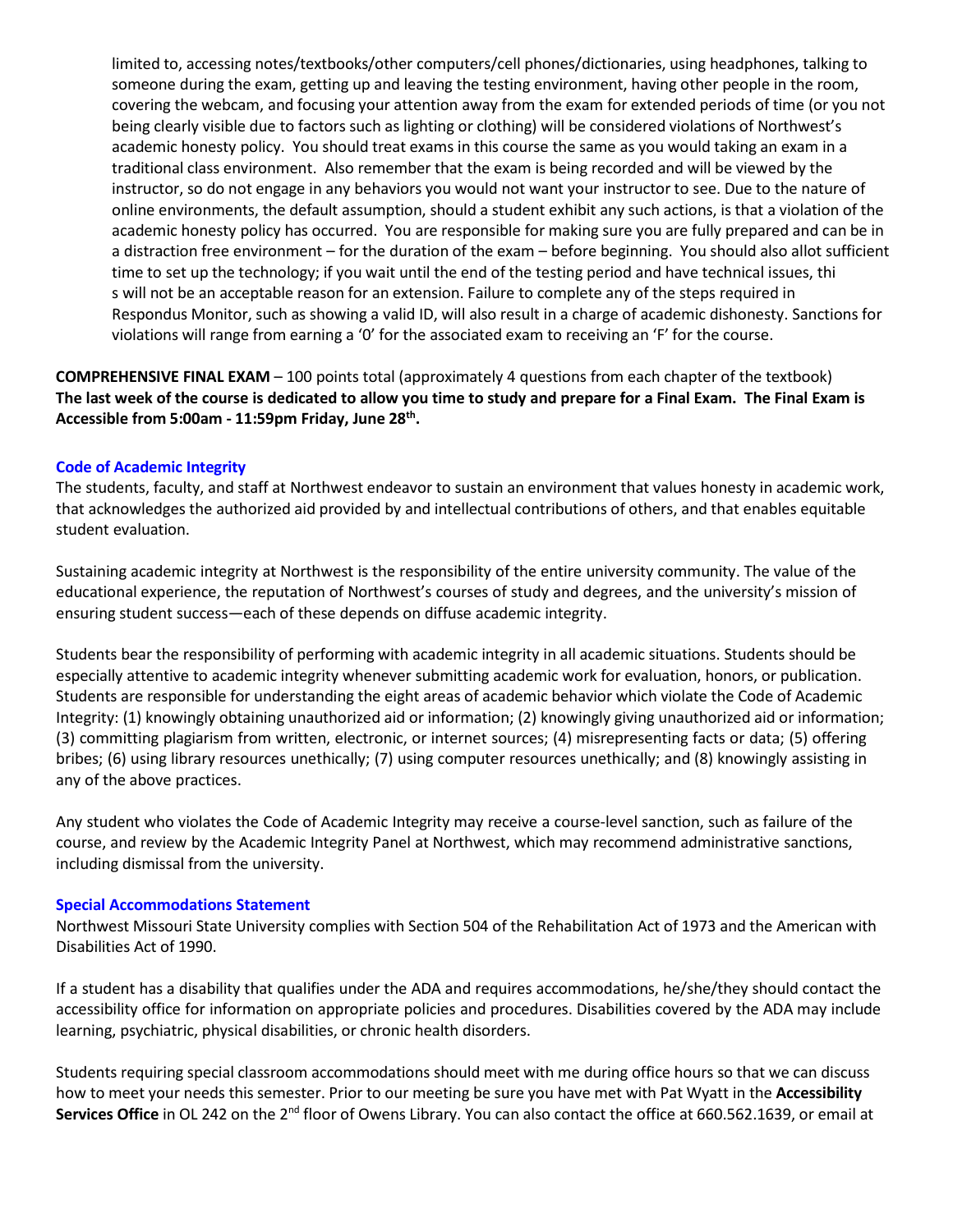limited to, accessing notes/textbooks/other computers/cell phones/dictionaries, using headphones, talking to someone during the exam, getting up and leaving the testing environment, having other people in the room, covering the webcam, and focusing your attention away from the exam for extended periods of time (or you not being clearly visible due to factors such as lighting or clothing) will be considered violations of Northwest's academic honesty policy. You should treat exams in this course the same as you would taking an exam in a traditional class environment. Also remember that the exam is being recorded and will be viewed by the instructor, so do not engage in any behaviors you would not want your instructor to see. Due to the nature of online environments, the default assumption, should a student exhibit any such actions, is that a violation of the academic honesty policy has occurred. You are responsible for making sure you are fully prepared and can be in a distraction free environment – for the duration of the exam – before beginning. You should also allot sufficient time to set up the technology; if you wait until the end of the testing period and have technical issues, thi s will not be an acceptable reason for an extension. Failure to complete any of the steps required in Respondus Monitor, such as showing a valid ID, will also result in a charge of academic dishonesty. Sanctions for violations will range from earning a '0' for the associated exam to receiving an 'F' for the course.

**COMPREHENSIVE FINAL EXAM** – 100 points total (approximately 4 questions from each chapter of the textbook)
**The last week of the course is dedicated to allow you time to study and prepare for a Final Exam. The Final Exam is Accessible from 5:00am - 11:59pm Friday, June 28th.**

### Code of Academic Integrity

The students, faculty, and staff at Northwest endeavor to sustain an environment that values honesty in academic work, that acknowledges the authorized aid provided by and intellectual contributions of others, and that enables equitable student evaluation.

Sustaining academic integrity at Northwest is the responsibility of the entire university community. The value of the educational experience, the reputation of Northwest's courses of study and degrees, and the university's mission of ensuring student success—each of these depends on diffuse academic integrity.

Students bear the responsibility of performing with academic integrity in all academic situations. Students should be especially attentive to academic integrity whenever submitting academic work for evaluation, honors, or publication. Students are responsible for understanding the eight areas of academic behavior which violate the Code of Academic Integrity: (1) knowingly obtaining unauthorized aid or information; (2) knowingly giving unauthorized aid or information; (3) committing plagiarism from written, electronic, or internet sources; (4) misrepresenting facts or data; (5) offering bribes; (6) using library resources unethically; (7) using computer resources unethically; and (8) knowingly assisting in any of the above practices.

Any student who violates the Code of Academic Integrity may receive a course-level sanction, such as failure of the course, and review by the Academic Integrity Panel at Northwest, which may recommend administrative sanctions, including dismissal from the university.

### Special Accommodations Statement

Northwest Missouri State University complies with Section 504 of the Rehabilitation Act of 1973 and the American with Disabilities Act of 1990.

If a student has a disability that qualifies under the ADA and requires accommodations, he/she/they should contact the accessibility office for information on appropriate policies and procedures. Disabilities covered by the ADA may include learning, psychiatric, physical disabilities, or chronic health disorders.

Students requiring special classroom accommodations should meet with me during office hours so that we can discuss how to meet your needs this semester. Prior to our meeting be sure you have met with Pat Wyatt in the **Accessibility Services Office** in OL 242 on the 2nd floor of Owens Library. You can also contact the office at 660.562.1639, or email at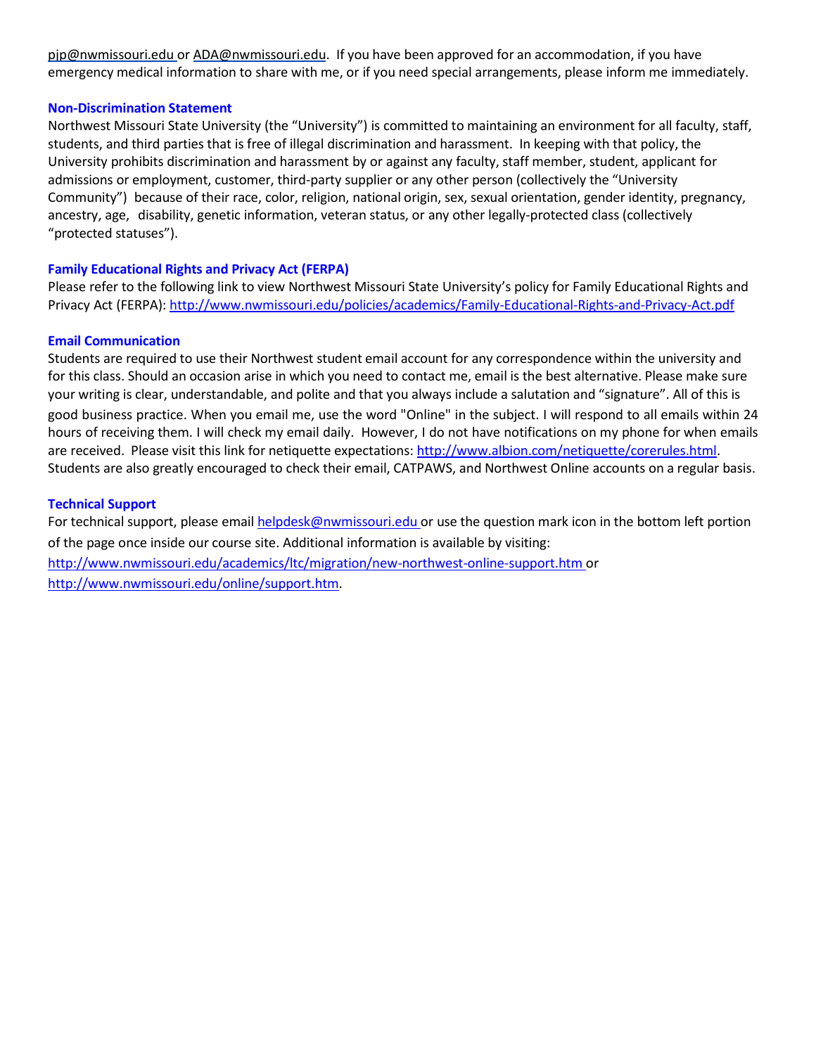pjp@nwmissouri.edu or ADA@nwmissouri.edu. If you have been approved for an accommodation, if you have emergency medical information to share with me, or if you need special arrangements, please inform me immediately.

### Non-Discrimination Statement

Northwest Missouri State University (the "University") is committed to maintaining an environment for all faculty, staff, students, and third parties that is free of illegal discrimination and harassment. In keeping with that policy, the University prohibits discrimination and harassment by or against any faculty, staff member, student, applicant for admissions or employment, customer, third-party supplier or any other person (collectively the "University Community") because of their race, color, religion, national origin, sex, sexual orientation, gender identity, pregnancy, ancestry, age, disability, genetic information, veteran status, or any other legally-protected class (collectively "protected statuses").

### Family Educational Rights and Privacy Act (FERPA)

Please refer to the following link to view Northwest Missouri State University's policy for Family Educational Rights and Privacy Act (FERPA): http://www.nwmissouri.edu/policies/academics/Family-Educational-Rights-and-Privacy-Act.pdf

### Email Communication

Students are required to use their Northwest student email account for any correspondence within the university and for this class. Should an occasion arise in which you need to contact me, email is the best alternative. Please make sure your writing is clear, understandable, and polite and that you always include a salutation and "signature". All of this is good business practice. When you email me, use the word "Online" in the subject. I will respond to all emails within 24 hours of receiving them. I will check my email daily. However, I do not have notifications on my phone for when emails are received. Please visit this link for netiquette expectations: http://www.albion.com/netiquette/corerules.html. Students are also greatly encouraged to check their email, CATPAWS, and Northwest Online accounts on a regular basis.

### Technical Support

For technical support, please email helpdesk@nwmissouri.edu or use the question mark icon in the bottom left portion of the page once inside our course site. Additional information is available by visiting: http://www.nwmissouri.edu/academics/ltc/migration/new-northwest-online-support.htm or http://www.nwmissouri.edu/online/support.htm.